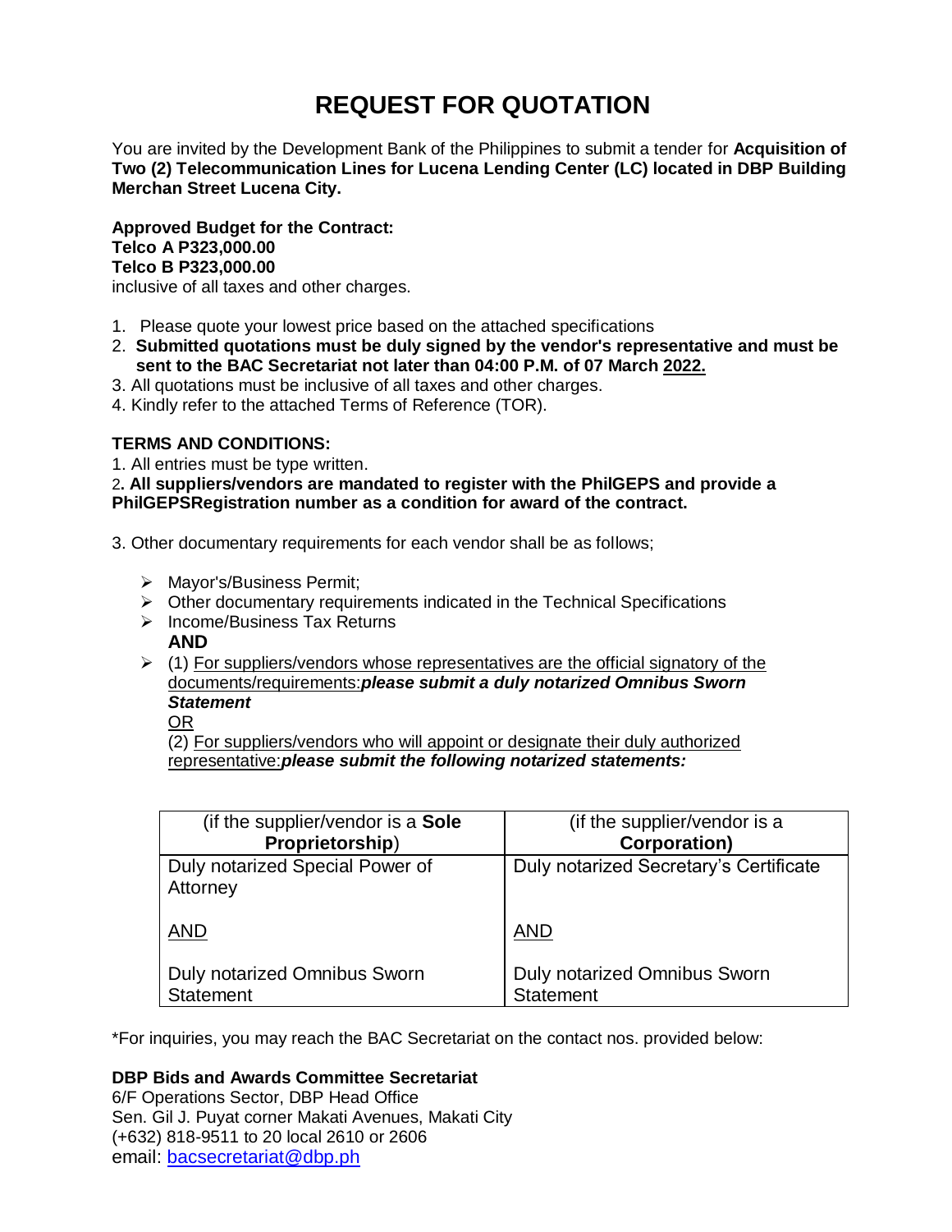# REQUEST FOR QUOTATION

You are invited by the Development Bank of the Philippines to submit a tender for **Acquisition of Two (2) Telecommunication Lines for Lucena Lending Center (LC) located in DBP Building Merchan Street Lucena City.**

**Approved Budget for the Contract:**
**Telco A P323,000.00**
**Telco B P323,000.00**
inclusive of all taxes and other charges.

1. Please quote your lowest price based on the attached specifications
2. **Submitted quotations must be duly signed by the vendor's representative and must be sent to the BAC Secretariat not later than 04:00 P.M. of 07 March 2022.**
3. All quotations must be inclusive of all taxes and other charges.
4. Kindly refer to the attached Terms of Reference (TOR).

**TERMS AND CONDITIONS:**

1. All entries must be type written.
2. **All suppliers/vendors are mandated to register with the PhilGEPS and provide a PhilGEPSRegistration number as a condition for award of the contract.**

3. Other documentary requirements for each vendor shall be as follows;

- Mayor's/Business Permit;
- Other documentary requirements indicated in the Technical Specifications
- Income/Business Tax Returns
  **AND**
- (1) For suppliers/vendors whose representatives are the official signatory of the documents/requirements:***please submit a duly notarized Omnibus Sworn Statement***
  OR
  (2) For suppliers/vendors who will appoint or designate their duly authorized representative:***please submit the following notarized statements:***

| (if the supplier/vendor is a **Sole Proprietorship**) | (if the supplier/vendor is a **Corporation)** |
|---|---|
| Duly notarized Special Power of Attorney<br><br>AND<br><br>Duly notarized Omnibus Sworn Statement | Duly notarized Secretary's Certificate<br><br>AND<br><br>Duly notarized Omnibus Sworn Statement |

*For inquiries, you may reach the BAC Secretariat on the contact nos. provided below:

**DBP Bids and Awards Committee Secretariat**
6/F Operations Sector, DBP Head Office
Sen. Gil J. Puyat corner Makati Avenues, Makati City
(+632) 818-9511 to 20 local 2610 or 2606
email: bacsecretariat@dbp.ph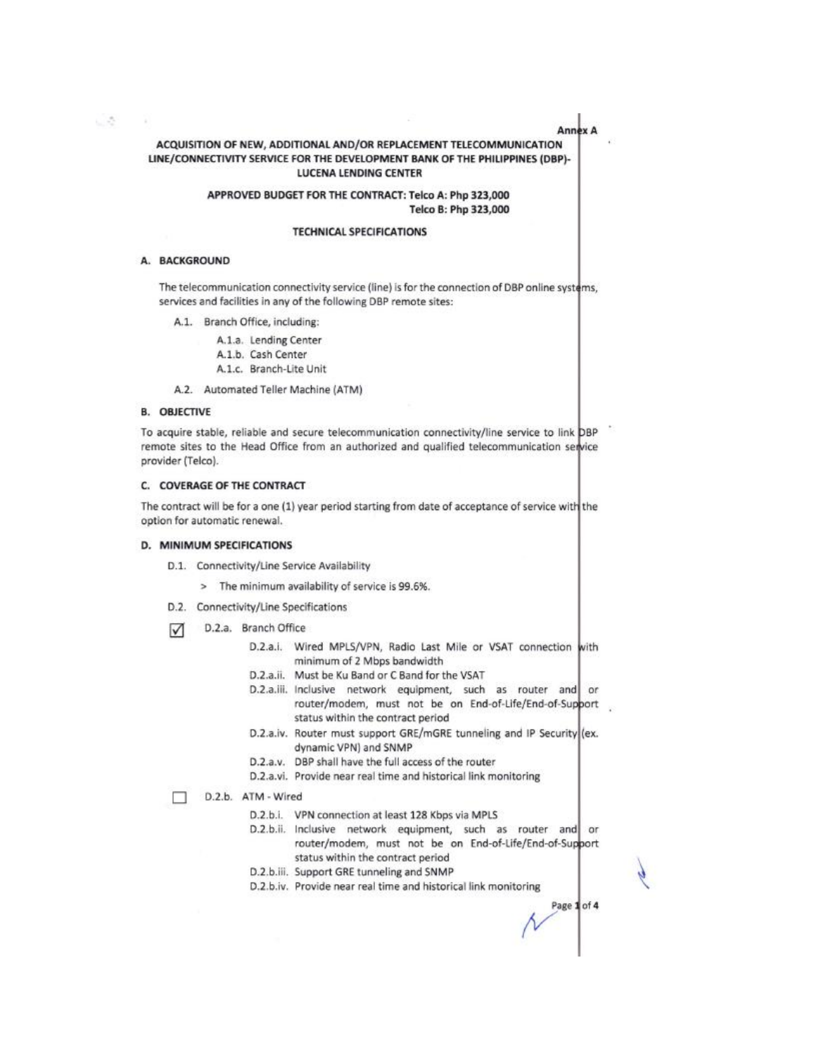Annex A

**ACQUISITION OF NEW, ADDITIONAL AND/OR REPLACEMENT TELECOMMUNICATION LINE/CONNECTIVITY SERVICE FOR THE DEVELOPMENT BANK OF THE PHILIPPINES (DBP)-LUCENA LENDING CENTER**

**APPROVED BUDGET FOR THE CONTRACT: Telco A: Php 323,000**
**Telco B: Php 323,000**

**TECHNICAL SPECIFICATIONS**

## A. BACKGROUND

The telecommunication connectivity service (line) is for the connection of DBP online systems, services and facilities in any of the following DBP remote sites:

- A.1. Branch Office, including:
  - A.1.a. Lending Center
  - A.1.b. Cash Center
  - A.1.c. Branch-Lite Unit
- A.2. Automated Teller Machine (ATM)

## B. OBJECTIVE

To acquire stable, reliable and secure telecommunication connectivity/line service to link DBP remote sites to the Head Office from an authorized and qualified telecommunication service provider (Telco).

## C. COVERAGE OF THE CONTRACT

The contract will be for a one (1) year period starting from date of acceptance of service with the option for automatic renewal.

## D. MINIMUM SPECIFICATIONS

- D.1. Connectivity/Line Service Availability
  - > The minimum availability of service is 99.6%.
- D.2. Connectivity/Line Specifications

☑ D.2.a. Branch Office

- D.2.a.i. Wired MPLS/VPN, Radio Last Mile or VSAT connection with minimum of 2 Mbps bandwidth
- D.2.a.ii. Must be Ku Band or C Band for the VSAT
- D.2.a.iii. Inclusive network equipment, such as router and or router/modem, must not be on End-of-Life/End-of-Support status within the contract period
- D.2.a.iv. Router must support GRE/mGRE tunneling and IP Security (ex. dynamic VPN) and SNMP
- D.2.a.v. DBP shall have the full access of the router
- D.2.a.vi. Provide near real time and historical link monitoring

☐ D.2.b. ATM - Wired

- D.2.b.i. VPN connection at least 128 Kbps via MPLS
- D.2.b.ii. Inclusive network equipment, such as router and or router/modem, must not be on End-of-Life/End-of-Support status within the contract period
- D.2.b.iii. Support GRE tunneling and SNMP
- D.2.b.iv. Provide near real time and historical link monitoring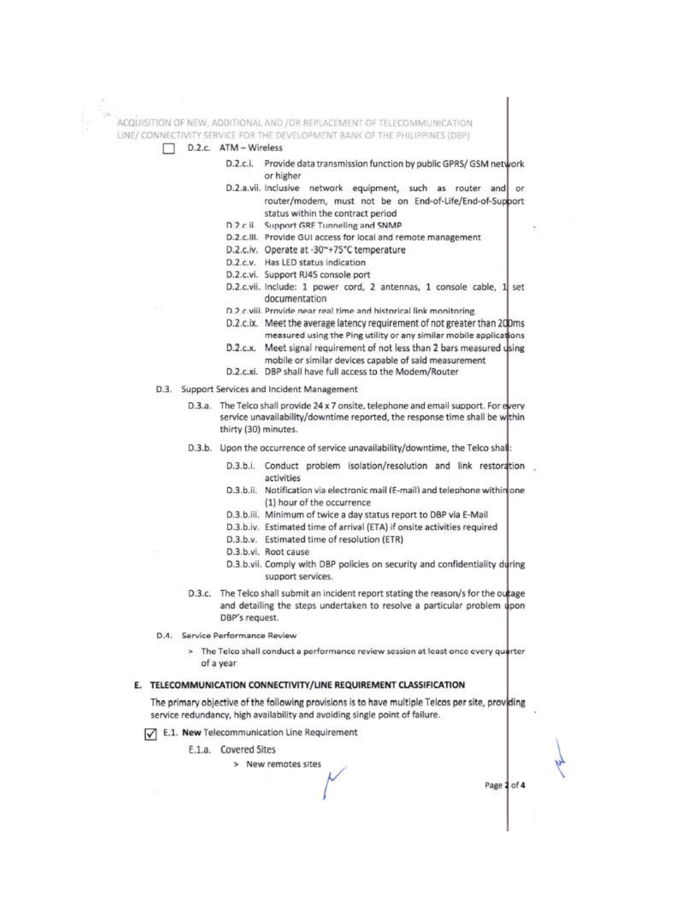- [ ] D.2.c. ATM – Wireless

  - D.2.c.i. Provide data transmission function by public GPRS/ GSM network or higher
  - D.2.a.vii. Inclusive network equipment, such as router and or router/modem, must not be on End-of-Life/End-of-Support status within the contract period
  - D.2.c.ii. Support GRE Tunneling and SNMP
  - D.2.c.iii. Provide GUI access for local and remote management
  - D.2.c.iv. Operate at -30~+75°C temperature
  - D.2.c.v. Has LED status indication
  - D.2.c.vi. Support RJ45 console port
  - D.2.c.vii. Include: 1 power cord, 2 antennas, 1 console cable, 1 set documentation
  - D.2.c.viii. Provide near real time and historical link monitoring
  - D.2.c.ix. Meet the average latency requirement of not greater than 200ms measured using the Ping utility or any similar mobile applications
  - D.2.c.x. Meet signal requirement of not less than 2 bars measured using mobile or similar devices capable of said measurement
  - D.2.c.xi. DBP shall have full access to the Modem/Router

D.3. Support Services and Incident Management

- D.3.a. The Telco shall provide 24 x 7 onsite, telephone and email support. For every service unavailability/downtime reported, the response time shall be within thirty (30) minutes.
- D.3.b. Upon the occurrence of service unavailability/downtime, the Telco shall:
  - D.3.b.i. Conduct problem isolation/resolution and link restoration activities
  - D.3.b.ii. Notification via electronic mail (E-mail) and telephone within one (1) hour of the occurrence
  - D.3.b.iii. Minimum of twice a day status report to DBP via E-Mail
  - D.3.b.iv. Estimated time of arrival (ETA) if onsite activities required
  - D.3.b.v. Estimated time of resolution (ETR)
  - D.3.b.vi. Root cause
  - D.3.b.vii. Comply with DBP policies on security and confidentiality during support services.
- D.3.c. The Telco shall submit an incident report stating the reason/s for the outage and detailing the steps undertaken to resolve a particular problem upon DBP's request.

D.4. Service Performance Review

> The Telco shall conduct a performance review session at least once every quarter of a year

## E. TELECOMMUNICATION CONNECTIVITY/LINE REQUIREMENT CLASSIFICATION

The primary objective of the following provisions is to have multiple Telcos per site, providing service redundancy, high availability and avoiding single point of failure.

- [x] E.1. **New** Telecommunication Line Requirement

  - E.1.a. Covered Sites
    > New remotes sites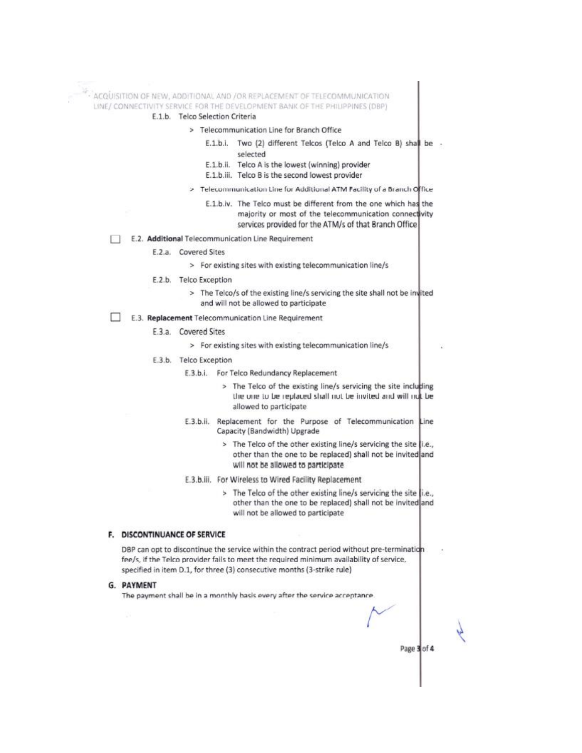E.1.b. Telco Selection Criteria

> Telecommunication Line for Branch Office

E.1.b.i. Two (2) different Telcos (Telco A and Telco B) shall be selected

E.1.b.ii. Telco A is the lowest (winning) provider

E.1.b.iii. Telco B is the second lowest provider

> Telecommunication Line for Additional ATM Facility of a Branch Office

E.1.b.iv. The Telco must be different from the one which has the majority or most of the telecommunication connectivity services provided for the ATM/s of that Branch Office

☐ E.2. **Additional** Telecommunication Line Requirement

E.2.a. Covered Sites

> For existing sites with existing telecommunication line/s

E.2.b. Telco Exception

> The Telco/s of the existing line/s servicing the site shall not be invited and will not be allowed to participate

☐ E.3. **Replacement** Telecommunication Line Requirement

E.3.a. Covered Sites

> For existing sites with existing telecommunication line/s

E.3.b. Telco Exception

E.3.b.i. For Telco Redundancy Replacement

> The Telco of the existing line/s servicing the site including the one to be replaced shall not be invited and will not be allowed to participate

E.3.b.ii. Replacement for the Purpose of Telecommunication Line Capacity (Bandwidth) Upgrade

> The Telco of the other existing line/s servicing the site (i.e., other than the one to be replaced) shall not be invited and will not be allowed to participate

E.3.b.iii. For Wireless to Wired Facility Replacement

> The Telco of the other existing line/s servicing the site (i.e., other than the one to be replaced) shall not be invited and will not be allowed to participate

## F. DISCONTINUANCE OF SERVICE

DBP can opt to discontinue the service within the contract period without pre-termination fee/s, if the Telco provider fails to meet the required minimum availability of service, specified in item D.1, for three (3) consecutive months (3-strike rule)

## G. PAYMENT

The payment shall be in a monthly basis every after the service acceptance.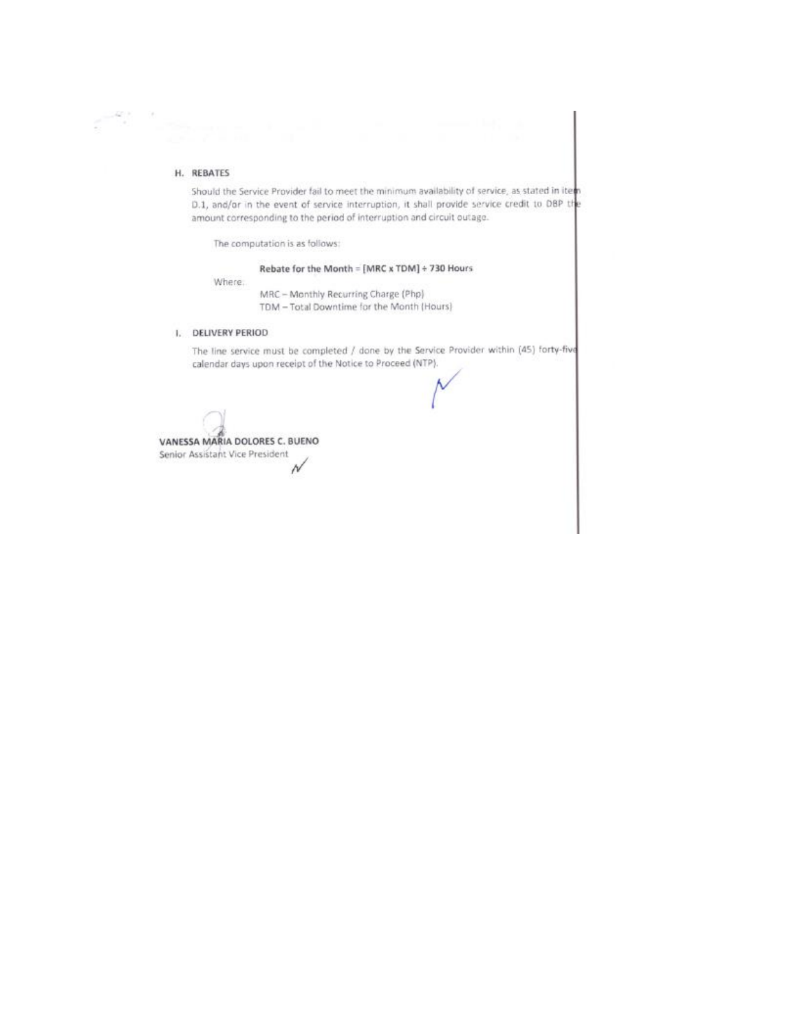### H. REBATES

Should the Service Provider fail to meet the minimum availability of service, as stated in item D.1, and/or in the event of service interruption, it shall provide service credit to DBP the amount corresponding to the period of interruption and circuit outage.

The computation is as follows:

**Rebate for the Month = [MRC x TDM] ÷ 730 Hours**

Where:

MRC – Monthly Recurring Charge (Php)
TDM – Total Downtime for the Month (Hours)

### I. DELIVERY PERIOD

The line service must be completed / done by the Service Provider within (45) forty-five calendar days upon receipt of the Notice to Proceed (NTP).

**VANESSA MARIA DOLORES C. BUENO**
Senior Assistant Vice President